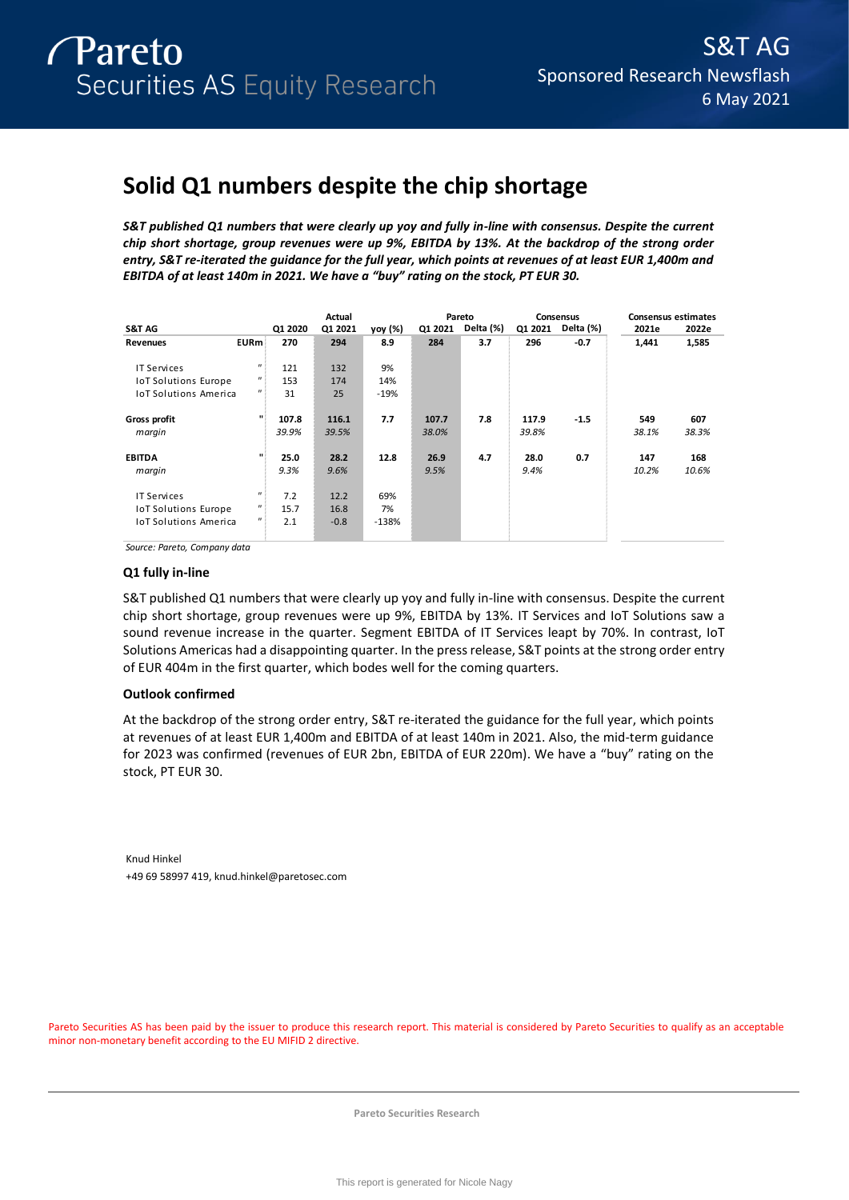Pareto Securities AS Equity Research

S&T AG
Sponsored Research Newsflash
6 May 2021

# Solid Q1 numbers despite the chip shortage

***S&T published Q1 numbers that were clearly up yoy and fully in-line with consensus. Despite the current chip short shortage, group revenues were up 9%, EBITDA by 13%. At the backdrop of the strong order entry, S&T re-iterated the guidance for the full year, which points at revenues of at least EUR 1,400m and EBITDA of at least 140m in 2021. We have a "buy" rating on the stock, PT EUR 30.***

| | | Actual | | | Pareto | | Consensus | | Consensus estimates | |
|---|---|---|---|---|---|---|---|---|---|---|
| **S&T AG** | | **Q1 2020** | **Q1 2021** | **yoy (%)** | **Q1 2021** | **Delta (%)** | **Q1 2021** | **Delta (%)** | **2021e** | **2022e** |
| **Revenues** | **EURm** | **270** | **294** | **8.9** | **284** | **3.7** | **296** | **-0.7** | **1,441** | **1,585** |
| IT Services | " | 121 | 132 | 9% | | | | | | |
| IoT Solutions Europe | " | 153 | 174 | 14% | | | | | | |
| IoT Solutions America | " | 31 | 25 | -19% | | | | | | |
| **Gross profit** | **"** | **107.8** | **116.1** | **7.7** | **107.7** | **7.8** | **117.9** | **-1.5** | **549** | **607** |
| *margin* | | *39.9%* | *39.5%* | | *38.0%* | | *39.8%* | | *38.1%* | *38.3%* |
| **EBITDA** | **"** | **25.0** | **28.2** | **12.8** | **26.9** | **4.7** | **28.0** | **0.7** | **147** | **168** |
| *margin* | | *9.3%* | *9.6%* | | *9.5%* | | *9.4%* | | *10.2%* | *10.6%* |
| IT Services | " | 7.2 | 12.2 | 69% | | | | | | |
| IoT Solutions Europe | " | 15.7 | 16.8 | 7% | | | | | | |
| IoT Solutions America | " | 2.1 | -0.8 | -138% | | | | | | |

*Source: Pareto, Company data*

### Q1 fully in-line

S&T published Q1 numbers that were clearly up yoy and fully in-line with consensus. Despite the current chip short shortage, group revenues were up 9%, EBITDA by 13%. IT Services and IoT Solutions saw a sound revenue increase in the quarter. Segment EBITDA of IT Services leapt by 70%. In contrast, IoT Solutions Americas had a disappointing quarter. In the press release, S&T points at the strong order entry of EUR 404m in the first quarter, which bodes well for the coming quarters.

### Outlook confirmed

At the backdrop of the strong order entry, S&T re-iterated the guidance for the full year, which points at revenues of at least EUR 1,400m and EBITDA of at least 140m in 2021. Also, the mid-term guidance for 2023 was confirmed (revenues of EUR 2bn, EBITDA of EUR 220m). We have a "buy" rating on the stock, PT EUR 30.

Knud Hinkel
+49 69 58997 419, knud.hinkel@paretosec.com

Pareto Securities AS has been paid by the issuer to produce this research report. This material is considered by Pareto Securities to qualify as an acceptable minor non-monetary benefit according to the EU MIFID 2 directive.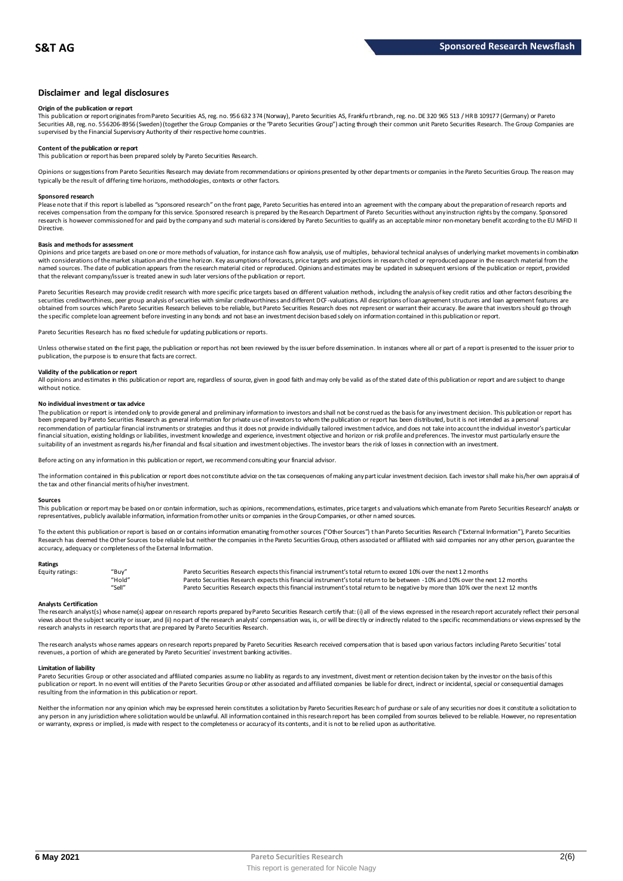## Disclaimer and legal disclosures

### Origin of the publication or report

This publication or report originates from Pareto Securities AS, reg. no. 956 632 374 (Norway), Pareto Securities AS, Frankfurt branch, reg. no. DE 320 965 513 / HR B 109177 (Germany) or Pareto Securities AB, reg. no. 556206-8956 (Sweden) (together the Group Companies or the "Pareto Securities Group") acting through their common unit Pareto Securities Research. The Group Companies are supervised by the Financial Supervisory Authority of their respective home countries.

### Content of the publication or report

This publication or report has been prepared solely by Pareto Securities Research.

Opinions or suggestions from Pareto Securities Research may deviate from recommendations or opinions presented by other departments or companies in the Pareto Securities Group. The reason may typically be the result of differing time horizons, methodologies, contexts or other factors.

### Sponsored research

Please note that if this report is labelled as "sponsored research" on the front page, Pareto Securities has entered into an agreement with the company about the preparation of research reports and receives compensation from the company for this service. Sponsored research is prepared by the Research Department of Pareto Securities without any instruction rights by the company. Sponsored research is however commissioned for and paid by the company and such material is considered by Pareto Securities to qualify as an acceptable minor non-monetary benefit according to the EU MiFID II Directive.

### Basis and methods for assessment

Opinions and price targets are based on one or more methods of valuation, for instance cash flow analysis, use of multiples, behavioral technical analyses of underlying market movements in combination with considerations of the market situation and the time horizon. Key assumptions of forecasts, price targets and projections in research cited or reproduced appear in the research material from the named sources. The date of publication appears from the research material cited or reproduced. Opinions and estimates may be updated in subsequent versions of the publication or report, provided that the relevant company/issuer is treated anew in such later versions of the publication or report.

Pareto Securities Research may provide credit research with more specific price targets based on different valuation methods, including the analysis of key credit ratios and other factors describing the securities creditworthiness, peer group analysis of securities with similar creditworthiness and different DCF-valuations. All descriptions of loan agreement structures and loan agreement features are obtained from sources which Pareto Securities Research believes to be reliable, but Pareto Securities Research does not represent or warrant their accuracy. Be aware that investors should go through the specific complete loan agreement before investing in any bonds and not base an investment decision based solely on information contained in this publication or report.

Pareto Securities Research has no fixed schedule for updating publications or reports.

Unless otherwise stated on the first page, the publication or report has not been reviewed by the issuer before dissemination. In instances where all or part of a report is presented to the issuer prior to publication, the purpose is to ensure that facts are correct.

### Validity of the publication or report

All opinions and estimates in this publication or report are, regardless of source, given in good faith and may only be valid as of the stated date of this publication or report and are subject to change without notice.

### No individual investment or tax advice

The publication or report is intended only to provide general and preliminary information to investors and shall not be construed as the basis for any investment decision. This publication or report has been prepared by Pareto Securities Research as general information for private use of investors to whom the publication or report has been distributed, but it is not intended as a personal recommendation of particular financial instruments or strategies and thus it does not provide individually tailored investment advice, and does not take into account the individual investor's particular financial situation, existing holdings or liabilities, investment knowledge and experience, investment objective and horizon or risk profile and preferences. The investor must particularly ensure the suitability of an investment as regards his/her financial and fiscal situation and investment objectives. The investor bears the risk of losses in connection with an investment.

Before acting on any information in this publication or report, we recommend consulting your financial advisor.

The information contained in this publication or report does not constitute advice on the tax consequences of making any particular investment decision. Each investor shall make his/her own appraisal of the tax and other financial merits of his/her investment.

### Sources

This publication or report may be based on or contain information, such as opinions, recommendations, estimates, price targets and valuations which emanate from Pareto Securities Research' analysts or representatives, publicly available information, information from other units or companies in the Group Companies, or other named sources.

To the extent this publication or report is based on or contains information emanating from other sources ("Other Sources") than Pareto Securities Research ("External Information"), Pareto Securities Research has deemed the Other Sources to be reliable but neither the companies in the Pareto Securities Group, others associated or affiliated with said companies nor any other person, guarantee the accuracy, adequacy or completeness of the External Information.

### Ratings

| | | |
|---|---|---|
| Equity ratings: | "Buy" | Pareto Securities Research expects this financial instrument's total return to exceed 10% over the next 12 months |
| | "Hold" | Pareto Securities Research expects this financial instrument's total return to be between -10% and 10% over the next 12 months |
| | "Sell" | Pareto Securities Research expects this financial instrument's total return to be negative by more than 10% over the next 12 months |

### Analysts Certification

The research analyst(s) whose name(s) appear on research reports prepared by Pareto Securities Research certify that: (i) all of the views expressed in the research report accurately reflect their personal views about the subject security or issuer, and (ii) no part of the research analysts' compensation was, is, or will be directly or indirectly related to the specific recommendations or views expressed by the research analysts in research reports that are prepared by Pareto Securities Research.

The research analysts whose names appears on research reports prepared by Pareto Securities Research received compensation that is based upon various factors including Pareto Securities' total revenues, a portion of which are generated by Pareto Securities' investment banking activities.

### Limitation of liability

Pareto Securities Group or other associated and affiliated companies assume no liability as regards to any investment, divestment or retention decision taken by the investor on the basis of this publication or report. In no event will entities of the Pareto Securities Group or other associated and affiliated companies be liable for direct, indirect or incidental, special or consequential damages resulting from the information in this publication or report.

Neither the information nor any opinion which may be expressed herein constitutes a solicitation by Pareto Securities Research of purchase or sale of any securities nor does it constitute a solicitation to any person in any jurisdiction where solicitation would be unlawful. All information contained in this research report has been compiled from sources believed to be reliable. However, no representation or warranty, express or implied, is made with respect to the completeness or accuracy of its contents, and it is not to be relied upon as authoritative.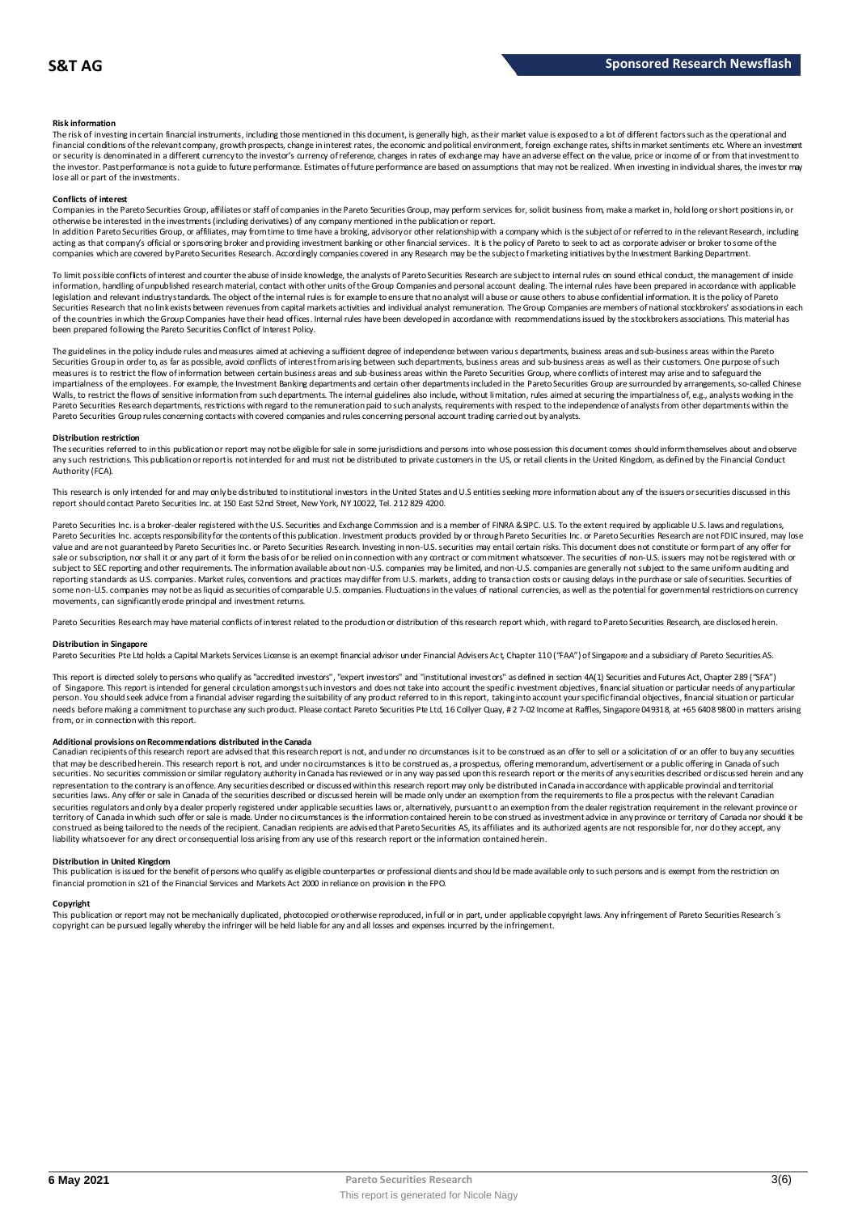**Risk information**

The risk of investing in certain financial instruments, including those mentioned in this document, is generally high, as their market value is exposed to a lot of different factors such as the operational and financial conditions of the relevant company, growth prospects, change in interest rates, the economic and political environment, foreign exchange rates, shifts in market sentiments etc. Where an investment or security is denominated in a different currency to the investor's currency of reference, changes in rates of exchange may have an adverse effect on the value, price or income of or from that investment to the investor. Past performance is not a guide to future performance. Estimates of future performance are based on assumptions that may not be realized. When investing in individual shares, the investor may lose all or part of the investments.

**Conflicts of interest**

Companies in the Pareto Securities Group, affiliates or staff of companies in the Pareto Securities Group, may perform services for, solicit business from, make a market in, hold long or short positions in, or otherwise be interested in the investments (including derivatives) of any company mentioned in the publication or report.

In addition Pareto Securities Group, or affiliates, may from time to time have a broking, advisory or other relationship with a company which is the subject of or referred to in the relevant Research, including acting as that company's official or sponsoring broker and providing investment banking or other financial services. It is the policy of Pareto to seek to act as corporate adviser or broker to some of the companies which are covered by Pareto Securities Research. Accordingly companies covered in any Research may be the subject of marketing initiatives by the Investment Banking Department.

To limit possible conflicts of interest and counter the abuse of inside knowledge, the analysts of Pareto Securities Research are subject to internal rules on sound ethical conduct, the management of inside information, handling of unpublished research material, contact with other units of the Group Companies and personal account dealing. The internal rules have been prepared in accordance with applicable legislation and relevant industry standards. The object of the internal rules is for example to ensure that no analyst will abuse or cause others to abuse confidential information. It is the policy of Pareto Securities Research that no link exists between revenues from capital markets activities and individual analyst remuneration. The Group Companies are members of national stockbrokers' associations in each of the countries in which the Group Companies have their head offices. Internal rules have been developed in accordance with recommendations issued by the stockbrokers associations. This material has been prepared following the Pareto Securities Conflict of Interest Policy.

The guidelines in the policy include rules and measures aimed at achieving a sufficient degree of independence between various departments, business areas and sub-business areas within the Pareto Securities Group in order to, as far as possible, avoid conflicts of interest from arising between such departments, business areas and sub-business areas as well as their customers. One purpose of such measures is to restrict the flow of information between certain business areas and sub-business areas within the Pareto Securities Group, where conflicts of interest may arise and to safeguard the impartialness of the employees. For example, the Investment Banking departments and certain other departments included in the Pareto Securities Group are surrounded by arrangements, so-called Chinese Walls, to restrict the flows of sensitive information from such departments. The internal guidelines also include, without limitation, rules aimed at securing the impartialness of, e.g., analysts working in the Pareto Securities Research departments, restrictions with regard to the remuneration paid to such analysts, requirements with respect to the independence of analysts from other departments within the Pareto Securities Group rules concerning contacts with covered companies and rules concerning personal account trading carried out by analysts.

**Distribution restriction**

The securities referred to in this publication or report may not be eligible for sale in some jurisdictions and persons into whose possession this document comes should inform themselves about and observe any such restrictions. This publication or report is not intended for and must not be distributed to private customers in the US, or retail clients in the United Kingdom, as defined by the Financial Conduct Authority (FCA).

This research is only intended for and may only be distributed to institutional investors in the United States and U.S entities seeking more information about any of the issuers or securities discussed in this report should contact Pareto Securities Inc. at 150 East 52nd Street, New York, NY 10022, Tel. 212 829 4200.

Pareto Securities Inc. is a broker-dealer registered with the U.S. Securities and Exchange Commission and is a member of FINRA & SIPC. U.S. To the extent required by applicable U.S. laws and regulations, Pareto Securities Inc. accepts responsibility for the contents of this publication. Investment products provided by or through Pareto Securities Inc. or Pareto Securities Research are not FDIC insured, may lose value and are not guaranteed by Pareto Securities Inc. or Pareto Securities Research. Investing in non-U.S. securities may entail certain risks. This document does not constitute or form part of any offer for sale or subscription, nor shall it or any part of it form the basis of or be relied on in connection with any contract or commitment whatsoever. The securities of non-U.S. issuers may not be registered with or subject to SEC reporting and other requirements. The information available about non-U.S. companies may be limited, and non-U.S. companies are generally not subject to the same uniform auditing and reporting standards as U.S. companies. Market rules, conventions and practices may differ from U.S. markets, adding to transaction costs or causing delays in the purchase or sale of securities. Securities of some non-U.S. companies may not be as liquid as securities of comparable U.S. companies. Fluctuations in the values of national currencies, as well as the potential for governmental restrictions on currency movements, can significantly erode principal and investment returns.

Pareto Securities Research may have material conflicts of interest related to the production or distribution of this research report which, with regard to Pareto Securities Research, are disclosed herein.

**Distribution in Singapore**

Pareto Securities Pte Ltd holds a Capital Markets Services License is an exempt financial advisor under Financial Advisers Act, Chapter 110 ("FAA") of Singapore and a subsidiary of Pareto Securities AS.

This report is directed solely to persons who qualify as "accredited investors", "expert investors" and "institutional investors" as defined in section 4A(1) Securities and Futures Act, Chapter 289 ("SFA") of Singapore. This report is intended for general circulation amongst such investors and does not take into account the specific investment objectives, financial situation or particular needs of any particular person. You should seek advice from a financial adviser regarding the suitability of any product referred to in this report, taking into account your specific financial objectives, financial situation or particular needs before making a commitment to purchase any such product. Please contact Pareto Securities Pte Ltd, 16 Collyer Quay, # 2 7-02 Income at Raffles, Singapore 049318, at +65 6408 9800 in matters arising from, or in connection with this report.

**Additional provisions on Recommendations distributed in the Canada**

Canadian recipients of this research report are advised that this research report is not, and under no circumstances is it to be construed as an offer to sell or a solicitation of or an offer to buy any securities that may be described herein. This research report is not, and under no circumstances is it to be construed as, a prospectus, offering memorandum, advertisement or a public offering in Canada of such securities. No securities commission or similar regulatory authority in Canada has reviewed or in any way passed upon this research report or the merits of any securities described or discussed herein and any representation to the contrary is an offence. Any securities described or discussed within this research report may only be distributed in Canada in accordance with applicable provincial and territorial securities laws. Any offer or sale in Canada of the securities described or discussed herein will be made only under an exemption from the requirements to file a prospectus with the relevant Canadian securities regulators and only by a dealer properly registered under applicable securities laws or, alternatively, pursuant to an exemption from the dealer registration requirement in the relevant province or territory of Canada in which such offer or sale is made. Under no circumstances is the information contained herein to be construed as investment advice in any province or territory of Canada nor should it be construed as being tailored to the needs of the recipient. Canadian recipients are advised that Pareto Securities AS, its affiliates and its authorized agents are not responsible for, nor do they accept, any liability whatsoever for any direct or consequential loss arising from any use of this research report or the information contained herein.

**Distribution in United Kingdom**

This publication is issued for the benefit of persons who qualify as eligible counterparties or professional clients and should be made available only to such persons and is exempt from the restriction on financial promotion in s21 of the Financial Services and Markets Act 2000 in reliance on provision in the FPO.

**Copyright**

This publication or report may not be mechanically duplicated, photocopied or otherwise reproduced, in full or in part, under applicable copyright laws. Any infringement of Pareto Securities Research´s copyright can be pursued legally whereby the infringer will be held liable for any and all losses and expenses incurred by the infringement.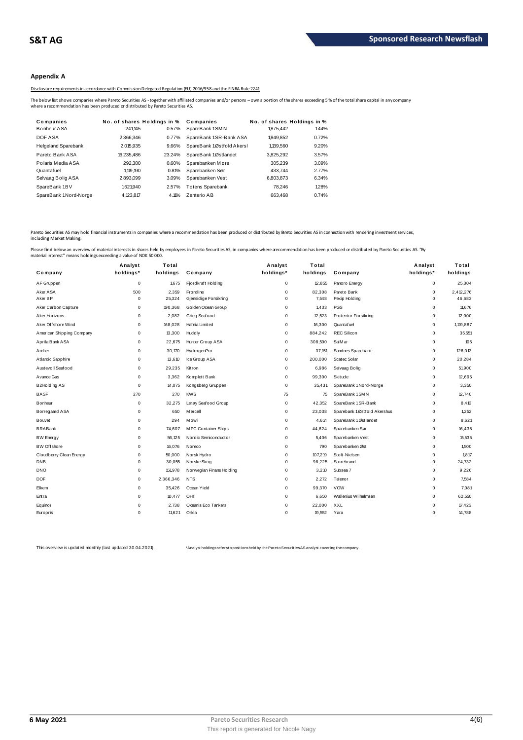## Appendix A

Disclosure requirements in accordance with Commission Delegated Regulation (EU) 2016/958 and the FINRA Rule 2241

The below list shows companies where Pareto Securities AS - together with affiliated companies and/or persons – own a portion of the shares exceeding 5 % of the total share capital in any company where a recommendation has been produced or distributed by Pareto Securities AS.

| Companies | No. of shares | Holdings in % | Companies | No. of shares | Holdings in % |
|---|---|---|---|---|---|
| Bonheur ASA | 241,145 | 0.57% | SpareBank 1 SMN | 1,875,442 | 1.44% |
| DOF ASA | 2,366,346 | 0.77% | SpareBank 1 SR-Bank ASA | 1,849,852 | 0.72% |
| Helgeland Sparebank | 2,015,935 | 9.66% | SpareBank 1 Østfold Akersl | 1,139,560 | 9.20% |
| Pareto Bank ASA | 16,235,486 | 23.24% | SpareBank 1 Østlandet | 3,825,292 | 3.57% |
| Polaris Media ASA | 292,380 | 0.60% | Sparebanken Møre | 305,239 | 3.09% |
| Quantafuel | 1,119,190 | 0.81% | Sparebanken Sør | 433,744 | 2.77% |
| Selvaag Bolig ASA | 2,893,099 | 3.09% | Sparebanken Vest | 6,803,873 | 6.34% |
| SpareBank 1 BV | 1,621,940 | 2.57% | Totens Sparebank | 78,246 | 1.28% |
| SpareBank 1 Nord-Norge | 4,123,817 | 4.11% | Zenterio AB | 663,468 | 0.74% |

Pareto Securities AS may hold financial instruments in companies where a recommendation has been produced or distributed by Pareto Securities AS in connection with rendering investment services, including Market Making.

Please find below an overview of material interests in shares held by employees in Pareto Securities AS, in companies where a recommendation has been produced or distributed by Pareto Securities AS. "By material interest" means holdings exceeding a value of NOK 50 000.

| Company | Analyst holdings* | Total holdings | Company | Analyst holdings* | Total holdings | Company | Analyst holdings* | Total holdings |
|---|---|---|---|---|---|---|---|---|
| AF Gruppen | 0 | 1,675 | Fjordkraft Holding | 0 | 12,855 | Panoro Energy | 0 | 25,304 |
| Aker ASA | 500 | 2,359 | Frontline | 0 | 82,308 | Pareto Bank | 0 | 2,412,276 |
| Aker BP | 0 | 25,324 | Gjensidige Forsikring | 0 | 7,548 | Pexip Holding | 0 | 46,683 |
| Aker Carbon Capture | 0 | 190,368 | Golden Ocean Group | 0 | 1,433 | PGS | 0 | 11,676 |
| Aker Horizons | 0 | 2,082 | Grieg Seafood | 0 | 12,523 | Protector Forsikring | 0 | 12,000 |
| Aker Offshore Wind | 0 | 168,028 | Hafnia Limited | 0 | 16,300 | Quantafuel | 0 | 1,119,887 |
| American Shipping Company | 0 | 13,300 | Huddly | 0 | 884,242 | REC Silicon | 0 | 35,551 |
| Aprila Bank ASA | 0 | 22,675 | Hunter Group ASA | 0 | 308,500 | SalMar | 0 | 105 |
| Archer | 0 | 30,170 | HydrogenPro | 0 | 37,151 | Sandnes Sparebank | 0 | 126,013 |
| Atlantic Sapphire | 0 | 13,610 | Ice Group ASA | 0 | 200,000 | Scatec Solar | 0 | 20,284 |
| Austevoll Seafood | 0 | 29,235 | Kitron | 0 | 6,986 | Selvaag Bolig | 0 | 51,900 |
| Avance Gas | 0 | 3,362 | Komplett Bank | 0 | 99,300 | Skitude | 0 | 12,695 |
| B2Holding AS | 0 | 14,075 | Kongsberg Gruppen | 0 | 35,431 | SpareBank 1 Nord-Norge | 0 | 3,350 |
| BASF | 270 | 270 | KWS | 75 | 75 | SpareBank 1 SMN | 0 | 12,740 |
| Bonheur | 0 | 32,275 | Lerøy Seafood Group | 0 | 42,352 | SpareBank 1 SR-Bank | 0 | 8,413 |
| Borregaard ASA | 0 | 650 | Mercell | 0 | 23,038 | Sparebank 1 Østfold Akershus | 0 | 1,252 |
| Bouvet | 0 | 294 | Mowi | 0 | 4,614 | SpareBank 1 Østlandet | 0 | 8,621 |
| BRABank | 0 | 74,607 | MPC Container Ships | 0 | 44,624 | Sparebanken Sør | 0 | 16,435 |
| BW Energy | 0 | 56,125 | Nordic Semiconductor | 0 | 5,406 | Sparebanken Vest | 0 | 15,535 |
| BW Offshore | 0 | 16,076 | Noreco | 0 | 790 | Sparebanken Øst | 0 | 1,500 |
| Cloudberry Clean Energy | 0 | 50,000 | Norsk Hydro | 0 | 107,219 | Stolt-Nielsen | 0 | 1,817 |
| DNB | 0 | 30,055 | Norske Skog | 0 | 98,225 | Storebrand | 0 | 24,732 |
| DNO | 0 | 151,978 | Norwegian Finans Holding | 0 | 3,210 | Subsea 7 | 0 | 9,226 |
| DOF | 0 | 2,366,346 | NTS | 0 | 2,272 | Telenor | 0 | 7,584 |
| Elkem | 0 | 35,426 | Ocean Yield | 0 | 99,370 | VOW | 0 | 7,081 |
| Entra | 0 | 10,477 | OHT | 0 | 6,650 | Wallenius Wilhelmsen | 0 | 62,550 |
| Equinor | 0 | 2,738 | Okeanis Eco Tankers | 0 | 22,000 | XXL | 0 | 17,423 |
| Europris | 0 | 11,621 | Orkla | 0 | 19,552 | Yara | 0 | 14,788 |

This overview is updated monthly (last updated 30.04.2021).

*Analyst holdings refers to positions held by the Pareto Securities AS analyst covering the company.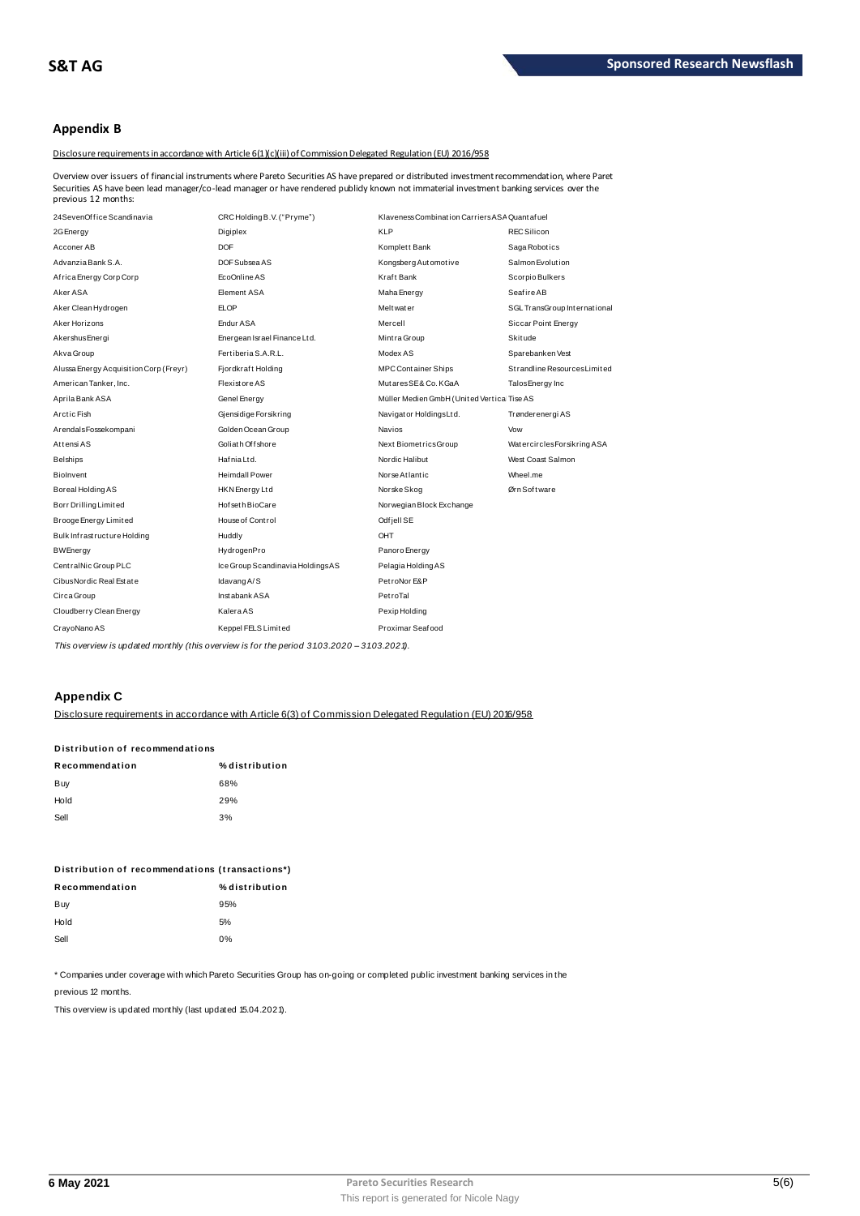## Appendix B

Disclosure requirements in accordance with Article 6(1)(c)(iii) of Commission Delegated Regulation (EU) 2016/958

Overview over issuers of financial instruments where Pareto Securities AS have prepared or distributed investment recommendation, where Paret Securities AS have been lead manager/co-lead manager or have rendered publicly known not immaterial investment banking services over the previous 12 months:

| | | | |
|---|---|---|---|
| 24SevenOffice Scandinavia | CRC Holding B.V. ("Pryme") | Klaveness Combination Carriers ASA | Quantafuel |
| 2G Energy | Digiplex | KLP | REC Silicon |
| Acconer AB | DOF | Komplett Bank | Saga Robotics |
| Advanzia Bank S.A. | DOF Subsea AS | Kongsberg Automotive | Salmon Evolution |
| Africa Energy Corp Corp | EcoOnline AS | Kraft Bank | Scorpio Bulkers |
| Aker ASA | Element ASA | Maha Energy | Seafire AB |
| Aker Clean Hydrogen | ELOP | Meltwater | SGL TransGroup International |
| Aker Horizons | Endur ASA | Mercell | Siccar Point Energy |
| Akershus Energi | Energean Israel Finance Ltd. | Mintra Group | Skitude |
| Akva Group | Fertiberia S.A.R.L. | Modex AS | Sparebanken Vest |
| Alussa Energy Acquisition Corp (Freyr) | Fjordkraft Holding | MPC Container Ships | Strandline Resources Limited |
| American Tanker, Inc. | Flexistore AS | Mutares SE & Co. KGaA | Talos Energy Inc |
| Aprila Bank ASA | Genel Energy | Müller Medien GmbH (United Vertica | Tise AS |
| Arctic Fish | Gjensidige Forsikring | Navigator Holdings Ltd. | Trønderenergi AS |
| Arendals Fossekompani | Golden Ocean Group | Navios | Vow |
| Attensi AS | Goliath Offshore | Next Biometrics Group | Watercircles Forsikring ASA |
| Belships | Hafnia Ltd. | Nordic Halibut | West Coast Salmon |
| BioInvent | Heimdall Power | Norse Atlantic | Wheel.me |
| Boreal Holding AS | HKN Energy Ltd | Norske Skog | Ørn Software |
| Borr Drilling Limited | Hofseth BioCare | Norwegian Block Exchange | |
| Brooge Energy Limited | House of Control | Odfjell SE | |
| Bulk Infrastructure Holding | Huddly | OHT | |
| BW Energy | HydrogenPro | Panoro Energy | |
| CentralNic Group PLC | Ice Group Scandinavia Holdings AS | Pelagia Holding AS | |
| Cibus Nordic Real Estate | Idavang A/S | PetroNor E&P | |
| Circa Group | Instabank ASA | PetroTal | |
| Cloudberry Clean Energy | Kalera AS | Pexip Holding | |
| CrayoNano AS | Keppel FELS Limited | Proximar Seafood | |

*This overview is updated monthly (this overview is for the period 31.03.2020 – 31.03.2021).*

## Appendix C

Disclosure requirements in accordance with Article 6(3) of Commission Delegated Regulation (EU) 2016/958

**Distribution of recommendations**

| Recommendation | % distribution |
|---|---|
| Buy | 68% |
| Hold | 29% |
| Sell | 3% |

**Distribution of recommendations (transactions*)**

| Recommendation | % distribution |
|---|---|
| Buy | 95% |
| Hold | 5% |
| Sell | 0% |

\* Companies under coverage with which Pareto Securities Group has on-going or completed public investment banking services in the previous 12 months.

This overview is updated monthly (last updated 15.04.2021).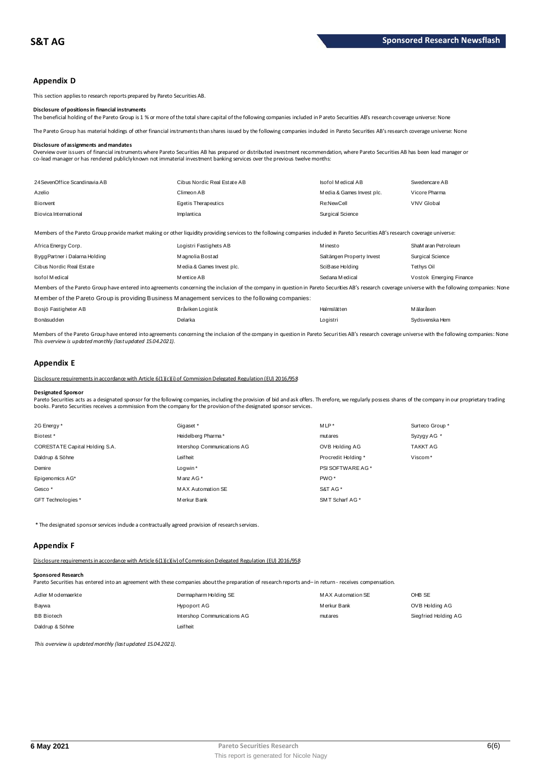## Appendix D

This section applies to research reports prepared by Pareto Securities AB.

**Disclosure of positions in financial instruments**

The beneficial holding of the Pareto Group is 1 % or more of the total share capital of the following companies included in Pareto Securities AB's research coverage universe: None

The Pareto Group has material holdings of other financial instruments than shares issued by the following companies included in Pareto Securities AB's research coverage universe: None

**Disclosure of assignments and mandates**

Overview over issuers of financial instruments where Pareto Securities AB has prepared or distributed investment recommendation, where Pareto Securities AB has been lead manager or co-lead manager or has rendered publicly known not immaterial investment banking services over the previous twelve months:

| | | | |
|---|---|---|---|
| 24SevenOffice Scandinavia AB | Cibus Nordic Real Estate AB | Isofol Medical AB | Swedencare AB |
| Azelio | Climeon AB | Media & Games Invest plc. | Vicore Pharma |
| Bionvent | Egetis Therapeutics | Re:NewCell | VNV Global |
| Biovica International | Implantica | Surgical Science | |

Members of the Pareto Group provide market making or other liquidity providing services to the following companies included in Pareto Securities AB's research coverage universe:

| | | | |
|---|---|---|---|
| Africa Energy Corp. | Logistri Fastighets AB | Minesto | ShaMaran Petroleum |
| ByggPartner i Dalarna Holding | Magnolia Bostad | Saltängen Property Invest | Surgical Science |
| Cibus Nordic Real Estate | Media & Games Invest plc. | SciBase Holding | Tethys Oil |
| Isofol Medical | Mentice AB | Sedana Medical | Vostok Emerging Finance |

Members of the Pareto Group have entered into agreements concerning the inclusion of the company in question in Pareto Securities AB's research coverage universe with the following companies: None

Member of the Pareto Group is providing Business Management services to the following companies:

| | | | |
|---|---|---|---|
| Bosjö Fastigheter AB | Bråviken Logistik | Halmslätten | Mälaråsen |
| Bonäsudden | Delarka | Logistri | Sydsvenska Hem |

Members of the Pareto Group have entered into agreements concerning the inclusion of the company in question in Pareto Securities AB's research coverage universe with the following companies: None

*This overview is updated monthly (last updated 15.04.2021).*

## Appendix E

Disclosure requirements in accordance with Article 6(1)(c)(i) of Commission Delegated Regulation (EU) 2016/958

**Designated Sponsor**

Pareto Securities acts as a designated sponsor for the following companies, including the provision of bid and ask offers. Therefore, we regularly possess shares of the company in our proprietary trading books. Pareto Securities receives a commission from the company for the provision of the designated sponsor services.

| | | | |
|---|---|---|---|
| 2G Energy * | Gigaset * | MLP * | Surteco Group * |
| Biotest * | Heidelberg Pharma * | mutares | Syzygy AG * |
| CORESTATE Capital Holding S.A. | Intershop Communications AG | OVB Holding AG | TAKKT AG |
| Daldrup & Söhne | Leifheit | Procredit Holding * | Viscom * |
| Demire | Logwin * | PSI SOFTWARE AG * | |
| Epigenomics AG* | Manz AG * | PWO * | |
| Gesco * | MAX Automation SE | S&T AG * | |
| GFT Technologies * | Merkur Bank | SMT Scharf AG * | |

\* The designated sponsor services include a contractually agreed provision of research services.

## Appendix F

Disclosure requirements in accordance with Article 6(1)(c)(iv) of Commission Delegated Regulation (EU) 2016/958

**Sponsored Research**

Pareto Securities has entered into an agreement with these companies about the preparation of research reports and – in return - receives compensation.

| | | | |
|---|---|---|---|
| Adler Modemaerkte | Dermapharm Holding SE | MAX Automation SE | OHB SE |
| Baywa | Hypoport AG | Merkur Bank | OVB Holding AG |
| BB Biotech | Intershop Communications AG | mutares | Siegfried Holding AG |
| Daldrup & Söhne | Leifheit | | |

*This overview is updated monthly (last updated 15.04.2021).*